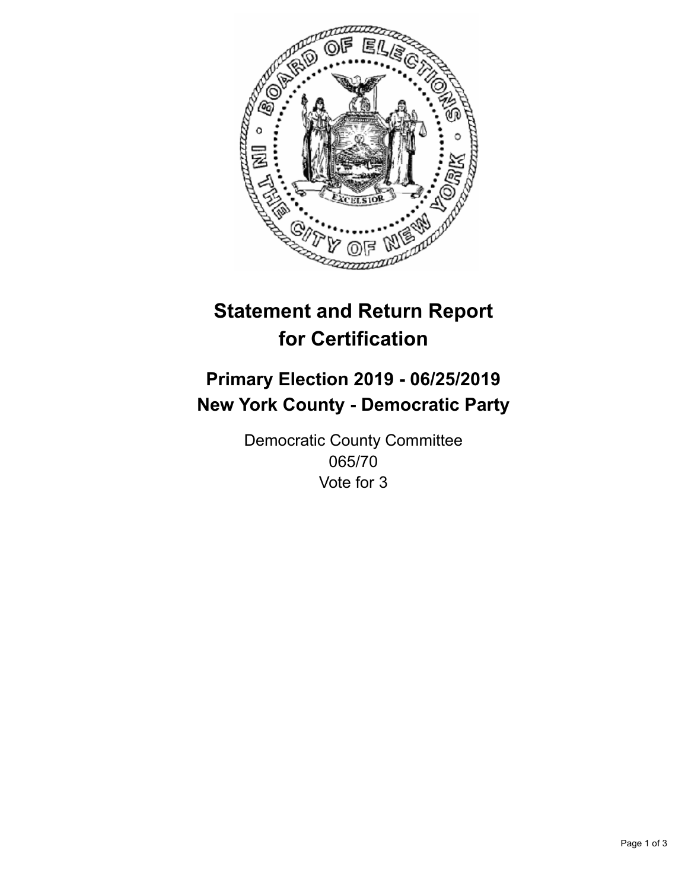# Statement and Return Report for Certification

## Primary Election 2019 - 06/25/2019
## New York County - Democratic Party

Democratic County Committee
065/70
Vote for 3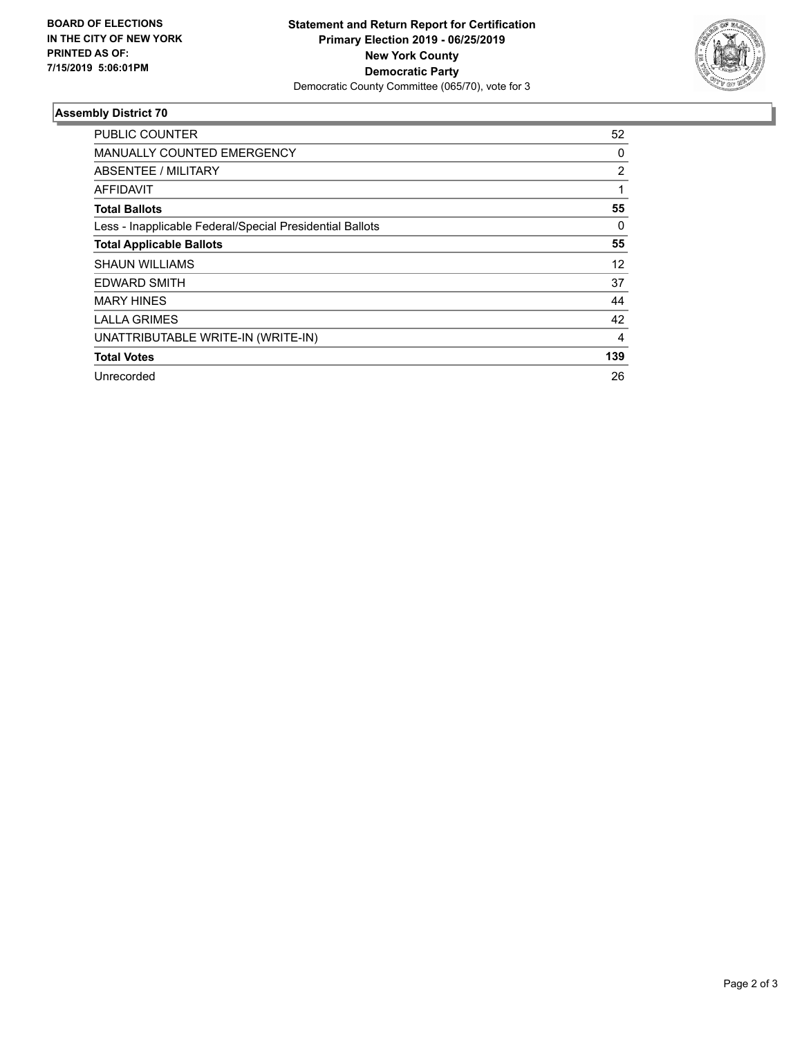**BOARD OF ELECTIONS IN THE CITY OF NEW YORK PRINTED AS OF: 7/15/2019 5:06:01PM**

**Statement and Return Report for Certification**
**Primary Election 2019 - 06/25/2019**
**New York County**
**Democratic Party**
Democratic County Committee (065/70), vote for 3

## Assembly District 70

| | |
|---|---|
| PUBLIC COUNTER | 52 |
| MANUALLY COUNTED EMERGENCY | 0 |
| ABSENTEE / MILITARY | 2 |
| AFFIDAVIT | 1 |
| **Total Ballots** | **55** |
| Less - Inapplicable Federal/Special Presidential Ballots | 0 |
| **Total Applicable Ballots** | **55** |
| SHAUN WILLIAMS | 12 |
| EDWARD SMITH | 37 |
| MARY HINES | 44 |
| LALLA GRIMES | 42 |
| UNATTRIBUTABLE WRITE-IN (WRITE-IN) | 4 |
| **Total Votes** | **139** |
| Unrecorded | 26 |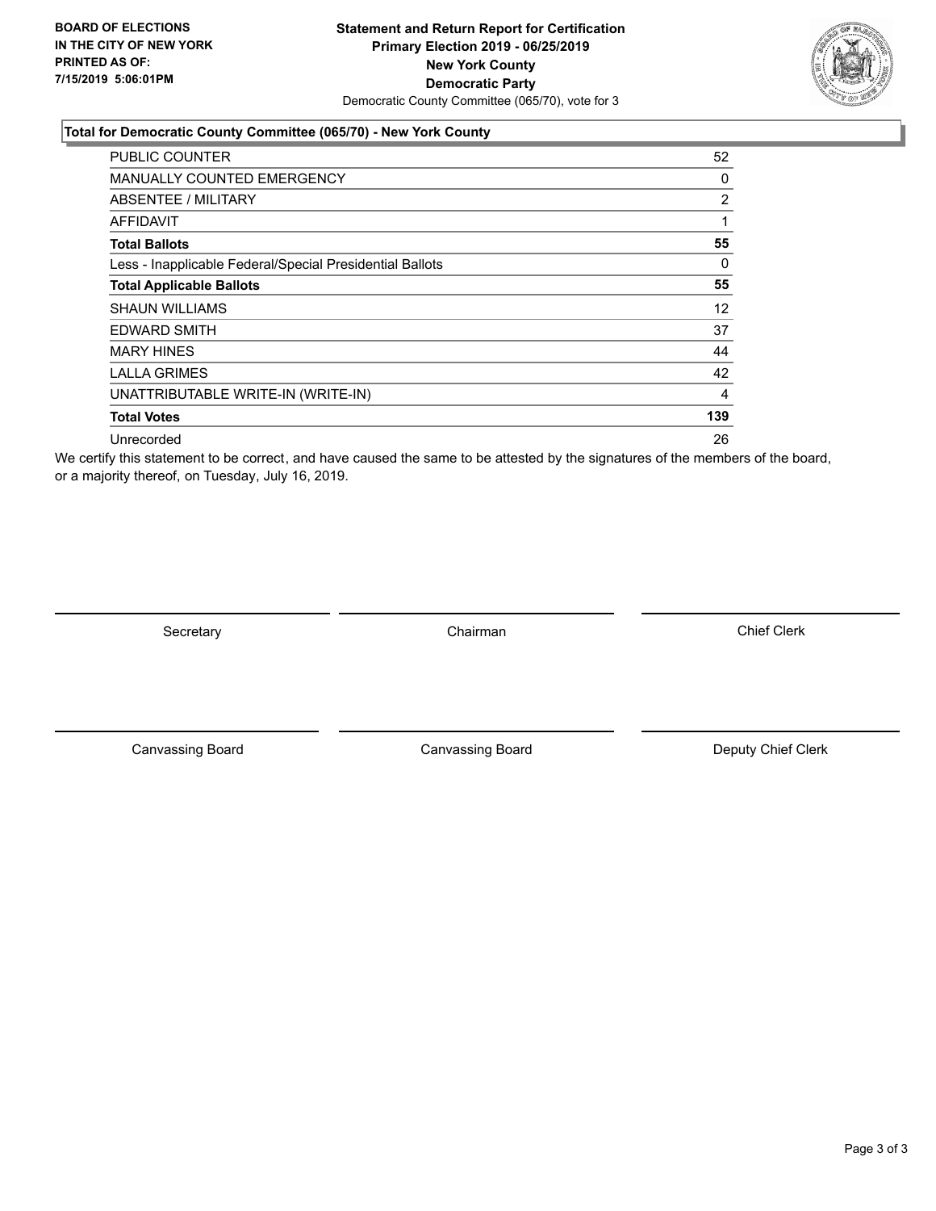**BOARD OF ELECTIONS IN THE CITY OF NEW YORK PRINTED AS OF: 7/15/2019 5:06:01PM**

**Statement and Return Report for Certification**
**Primary Election 2019 - 06/25/2019**
**New York County**
**Democratic Party**
Democratic County Committee (065/70), vote for 3

### Total for Democratic County Committee (065/70) - New York County

| | |
|---|---|
| PUBLIC COUNTER | 52 |
| MANUALLY COUNTED EMERGENCY | 0 |
| ABSENTEE / MILITARY | 2 |
| AFFIDAVIT | 1 |
| **Total Ballots** | **55** |
| Less - Inapplicable Federal/Special Presidential Ballots | 0 |
| **Total Applicable Ballots** | **55** |
| SHAUN WILLIAMS | 12 |
| EDWARD SMITH | 37 |
| MARY HINES | 44 |
| LALLA GRIMES | 42 |
| UNATTRIBUTABLE WRITE-IN (WRITE-IN) | 4 |
| **Total Votes** | **139** |
| Unrecorded | 26 |

We certify this statement to be correct, and have caused the same to be attested by the signatures of the members of the board, or a majority thereof, on Tuesday, July 16, 2019.

Secretary | Chairman | Chief Clerk

Canvassing Board | Canvassing Board | Deputy Chief Clerk